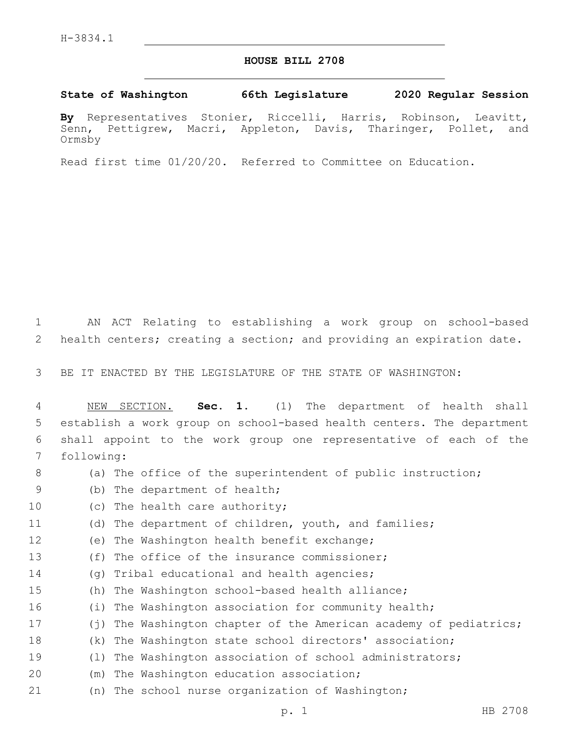H-3834.1

# HOUSE BILL 2708

**State of Washington 66th Legislature 2020 Regular Session**

**By** Representatives Stonier, Riccelli, Harris, Robinson, Leavitt, Senn, Pettigrew, Macri, Appleton, Davis, Tharinger, Pollet, and Ormsby

Read first time 01/20/20. Referred to Committee on Education.

AN ACT Relating to establishing a work group on school-based health centers; creating a section; and providing an expiration date.

BE IT ENACTED BY THE LEGISLATURE OF THE STATE OF WASHINGTON:

NEW SECTION. **Sec. 1.** (1) The department of health shall establish a work group on school-based health centers. The department shall appoint to the work group one representative of each of the following:

(a) The office of the superintendent of public instruction;

(b) The department of health;

(c) The health care authority;

(d) The department of children, youth, and families;

(e) The Washington health benefit exchange;

(f) The office of the insurance commissioner;

(g) Tribal educational and health agencies;

(h) The Washington school-based health alliance;

(i) The Washington association for community health;

(j) The Washington chapter of the American academy of pediatrics;

(k) The Washington state school directors' association;

(l) The Washington association of school administrators;

(m) The Washington education association;

(n) The school nurse organization of Washington;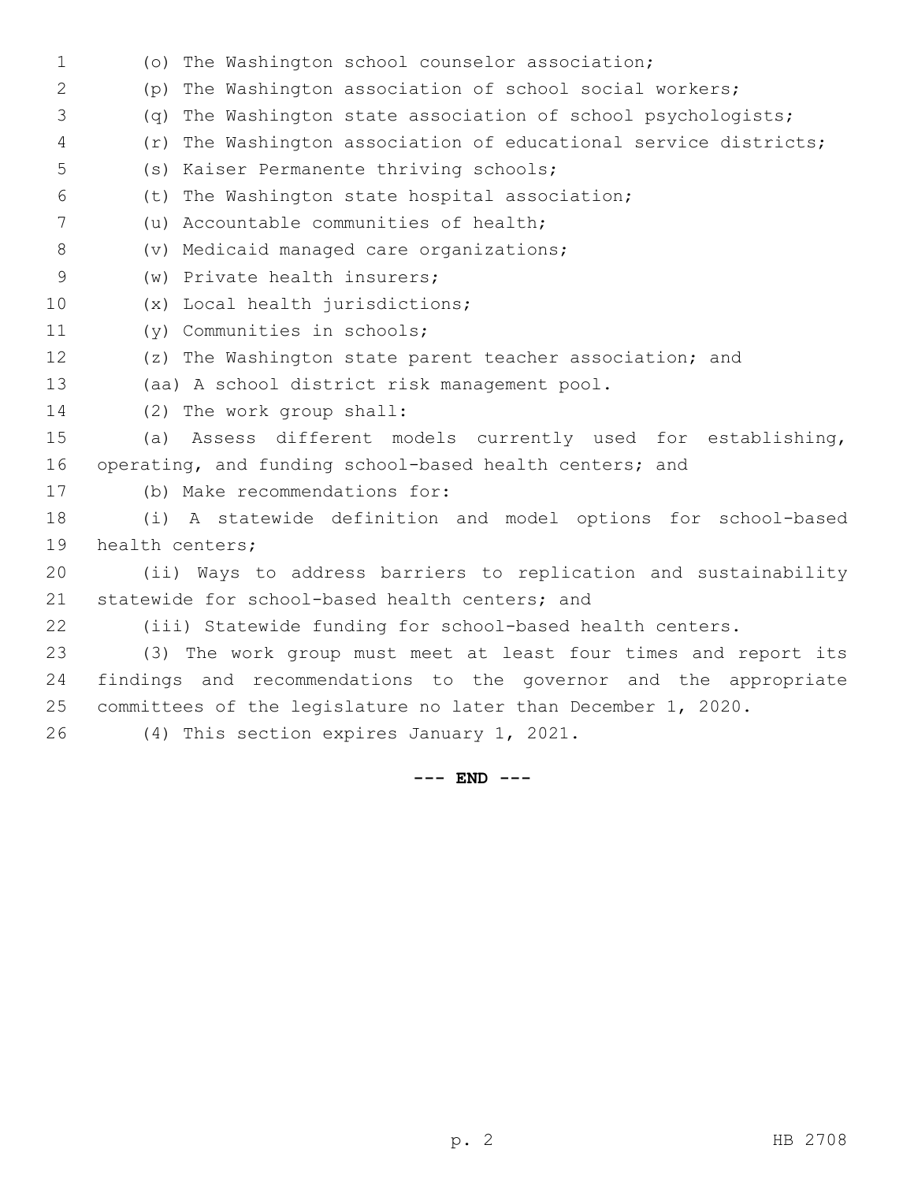(o) The Washington school counselor association;

(p) The Washington association of school social workers;

(q) The Washington state association of school psychologists;

(r) The Washington association of educational service districts;

(s) Kaiser Permanente thriving schools;

(t) The Washington state hospital association;

(u) Accountable communities of health;

(v) Medicaid managed care organizations;

(w) Private health insurers;

(x) Local health jurisdictions;

(y) Communities in schools;

(z) The Washington state parent teacher association; and

(aa) A school district risk management pool.

(2) The work group shall:

(a) Assess different models currently used for establishing, operating, and funding school-based health centers; and

(b) Make recommendations for:

(i) A statewide definition and model options for school-based health centers;

(ii) Ways to address barriers to replication and sustainability statewide for school-based health centers; and

(iii) Statewide funding for school-based health centers.

(3) The work group must meet at least four times and report its findings and recommendations to the governor and the appropriate committees of the legislature no later than December 1, 2020.

(4) This section expires January 1, 2021.

**--- END ---**